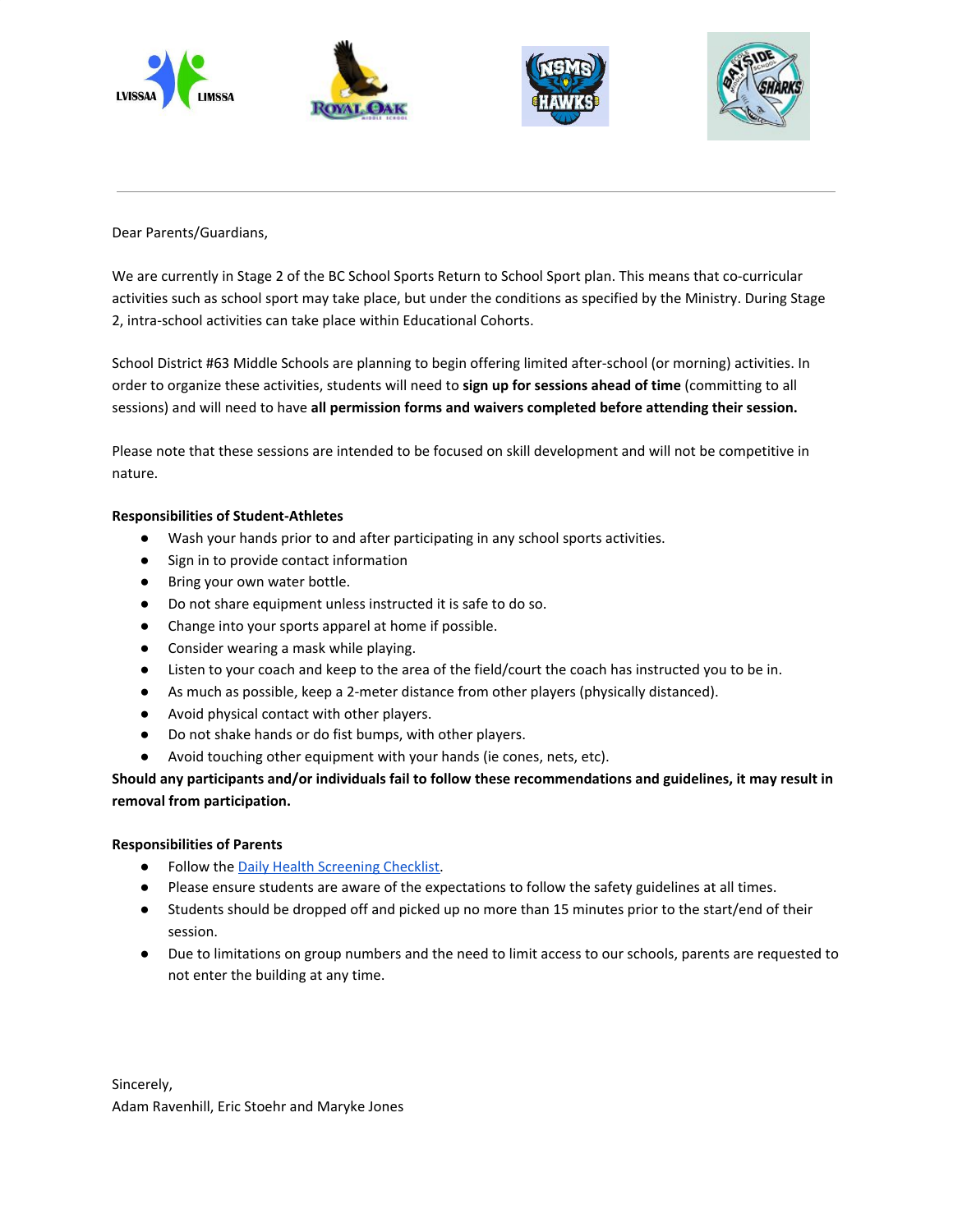Dear Parents/Guardians,

We are currently in Stage 2 of the BC School Sports Return to School Sport plan. This means that co-curricular activities such as school sport may take place, but under the conditions as specified by the Ministry. During Stage 2, intra-school activities can take place within Educational Cohorts.

School District #63 Middle Schools are planning to begin offering limited after-school (or morning) activities. In order to organize these activities, students will need to **sign up for sessions ahead of time** (committing to all sessions) and will need to have **all permission forms and waivers completed before attending their session.**

Please note that these sessions are intended to be focused on skill development and will not be competitive in nature.

**Responsibilities of Student-Athletes**

- Wash your hands prior to and after participating in any school sports activities.
- Sign in to provide contact information
- Bring your own water bottle.
- Do not share equipment unless instructed it is safe to do so.
- Change into your sports apparel at home if possible.
- Consider wearing a mask while playing.
- Listen to your coach and keep to the area of the field/court the coach has instructed you to be in.
- As much as possible, keep a 2-meter distance from other players (physically distanced).
- Avoid physical contact with other players.
- Do not shake hands or do fist bumps, with other players.
- Avoid touching other equipment with your hands (ie cones, nets, etc).

**Should any participants and/or individuals fail to follow these recommendations and guidelines, it may result in removal from participation.**

**Responsibilities of Parents**

- Follow the Daily Health Screening Checklist.
- Please ensure students are aware of the expectations to follow the safety guidelines at all times.
- Students should be dropped off and picked up no more than 15 minutes prior to the start/end of their session.
- Due to limitations on group numbers and the need to limit access to our schools, parents are requested to not enter the building at any time.

Sincerely,
Adam Ravenhill, Eric Stoehr and Maryke Jones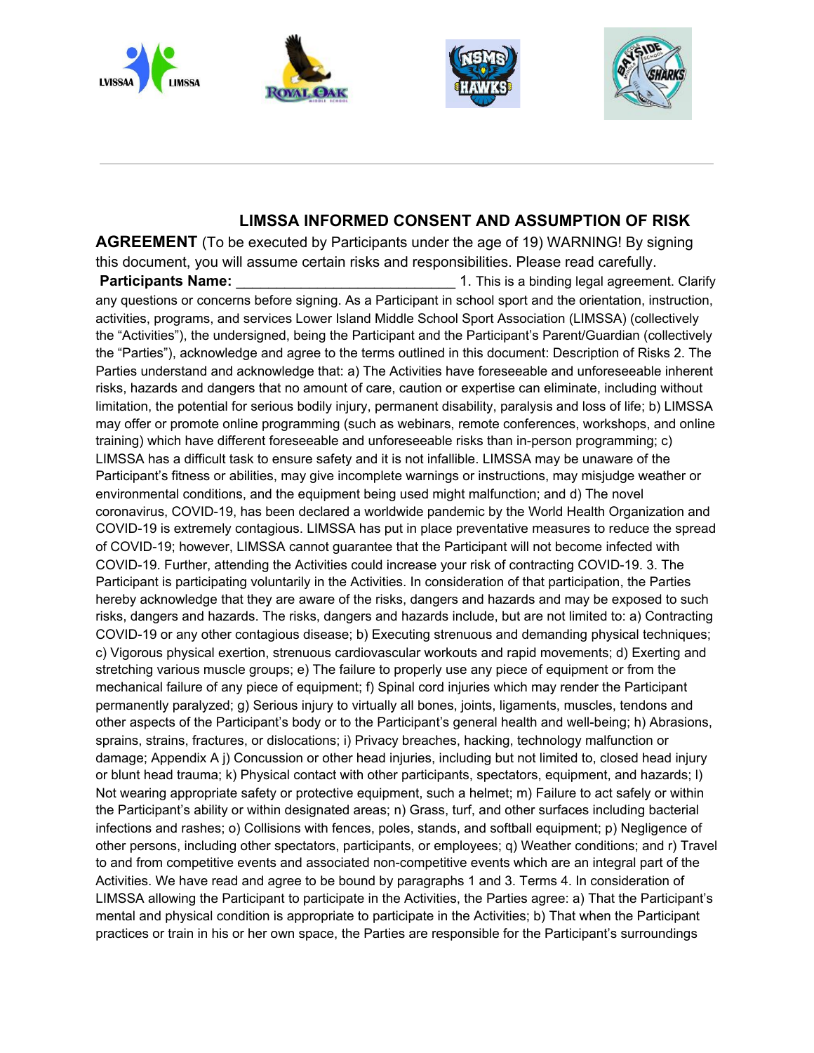# LIMSSA INFORMED CONSENT AND ASSUMPTION OF RISK AGREEMENT

(To be executed by Participants under the age of 19) WARNING! By signing this document, you will assume certain risks and responsibilities. Please read carefully.

**Participants Name:** ___________________________ 1. This is a binding legal agreement. Clarify any questions or concerns before signing. As a Participant in school sport and the orientation, instruction, activities, programs, and services Lower Island Middle School Sport Association (LIMSSA) (collectively the "Activities"), the undersigned, being the Participant and the Participant's Parent/Guardian (collectively the "Parties"), acknowledge and agree to the terms outlined in this document: Description of Risks 2. The Parties understand and acknowledge that: a) The Activities have foreseeable and unforeseeable inherent risks, hazards and dangers that no amount of care, caution or expertise can eliminate, including without limitation, the potential for serious bodily injury, permanent disability, paralysis and loss of life; b) LIMSSA may offer or promote online programming (such as webinars, remote conferences, workshops, and online training) which have different foreseeable and unforeseeable risks than in-person programming; c) LIMSSA has a difficult task to ensure safety and it is not infallible. LIMSSA may be unaware of the Participant's fitness or abilities, may give incomplete warnings or instructions, may misjudge weather or environmental conditions, and the equipment being used might malfunction; and d) The novel coronavirus, COVID-19, has been declared a worldwide pandemic by the World Health Organization and COVID-19 is extremely contagious. LIMSSA has put in place preventative measures to reduce the spread of COVID-19; however, LIMSSA cannot guarantee that the Participant will not become infected with COVID-19. Further, attending the Activities could increase your risk of contracting COVID-19. 3. The Participant is participating voluntarily in the Activities. In consideration of that participation, the Parties hereby acknowledge that they are aware of the risks, dangers and hazards and may be exposed to such risks, dangers and hazards. The risks, dangers and hazards include, but are not limited to: a) Contracting COVID-19 or any other contagious disease; b) Executing strenuous and demanding physical techniques; c) Vigorous physical exertion, strenuous cardiovascular workouts and rapid movements; d) Exerting and stretching various muscle groups; e) The failure to properly use any piece of equipment or from the mechanical failure of any piece of equipment; f) Spinal cord injuries which may render the Participant permanently paralyzed; g) Serious injury to virtually all bones, joints, ligaments, muscles, tendons and other aspects of the Participant's body or to the Participant's general health and well-being; h) Abrasions, sprains, strains, fractures, or dislocations; i) Privacy breaches, hacking, technology malfunction or damage; Appendix A j) Concussion or other head injuries, including but not limited to, closed head injury or blunt head trauma; k) Physical contact with other participants, spectators, equipment, and hazards; l) Not wearing appropriate safety or protective equipment, such a helmet; m) Failure to act safely or within the Participant's ability or within designated areas; n) Grass, turf, and other surfaces including bacterial infections and rashes; o) Collisions with fences, poles, stands, and softball equipment; p) Negligence of other persons, including other spectators, participants, or employees; q) Weather conditions; and r) Travel to and from competitive events and associated non-competitive events which are an integral part of the Activities. We have read and agree to be bound by paragraphs 1 and 3. Terms 4. In consideration of LIMSSA allowing the Participant to participate in the Activities, the Parties agree: a) That the Participant's mental and physical condition is appropriate to participate in the Activities; b) That when the Participant practices or train in his or her own space, the Parties are responsible for the Participant's surroundings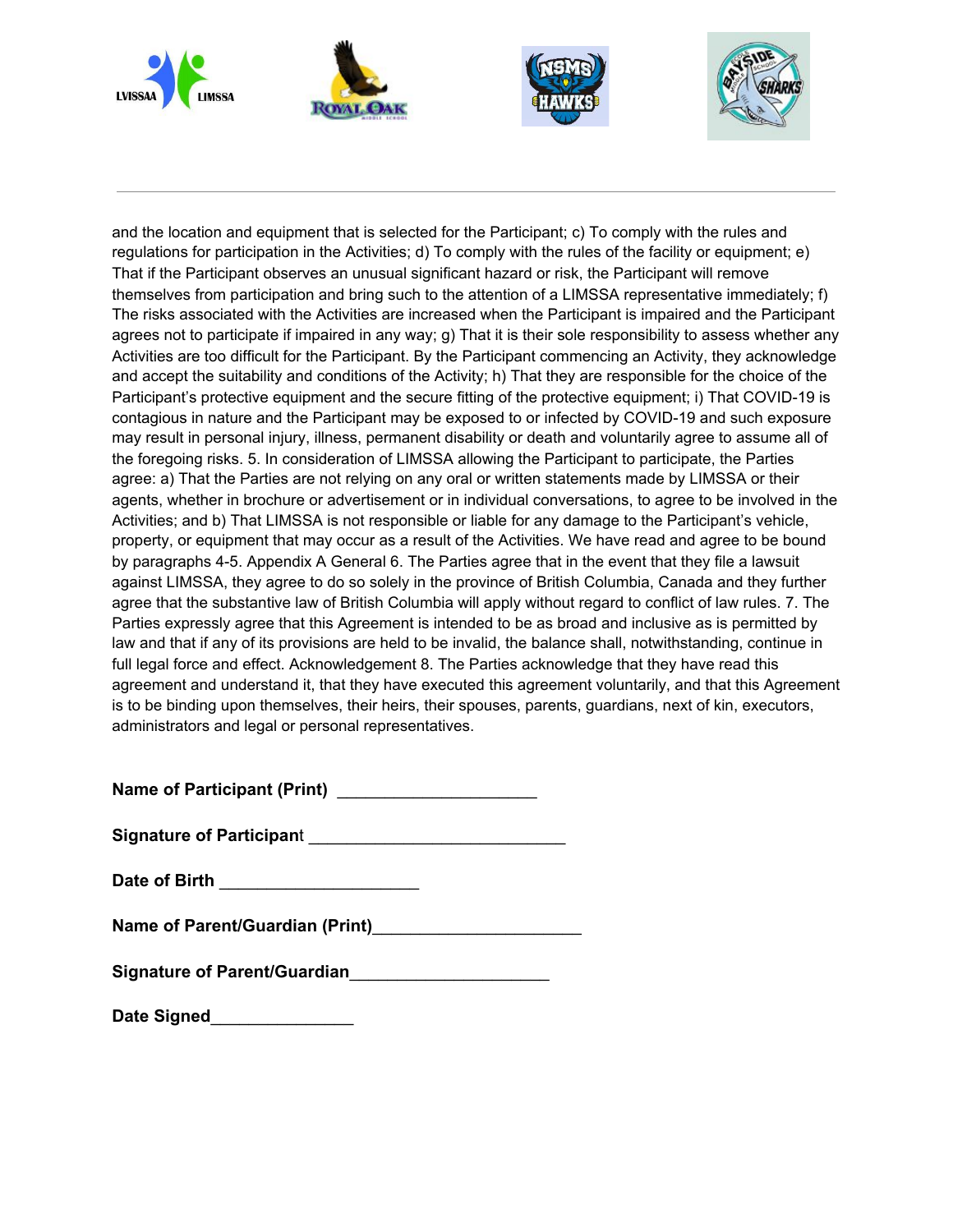and the location and equipment that is selected for the Participant; c) To comply with the rules and regulations for participation in the Activities; d) To comply with the rules of the facility or equipment; e) That if the Participant observes an unusual significant hazard or risk, the Participant will remove themselves from participation and bring such to the attention of a LIMSSA representative immediately; f) The risks associated with the Activities are increased when the Participant is impaired and the Participant agrees not to participate if impaired in any way; g) That it is their sole responsibility to assess whether any Activities are too difficult for the Participant. By the Participant commencing an Activity, they acknowledge and accept the suitability and conditions of the Activity; h) That they are responsible for the choice of the Participant's protective equipment and the secure fitting of the protective equipment; i) That COVID-19 is contagious in nature and the Participant may be exposed to or infected by COVID-19 and such exposure may result in personal injury, illness, permanent disability or death and voluntarily agree to assume all of the foregoing risks. 5. In consideration of LIMSSA allowing the Participant to participate, the Parties agree: a) That the Parties are not relying on any oral or written statements made by LIMSSA or their agents, whether in brochure or advertisement or in individual conversations, to agree to be involved in the Activities; and b) That LIMSSA is not responsible or liable for any damage to the Participant's vehicle, property, or equipment that may occur as a result of the Activities. We have read and agree to be bound by paragraphs 4-5. Appendix A General 6. The Parties agree that in the event that they file a lawsuit against LIMSSA, they agree to do so solely in the province of British Columbia, Canada and they further agree that the substantive law of British Columbia will apply without regard to conflict of law rules. 7. The Parties expressly agree that this Agreement is intended to be as broad and inclusive as is permitted by law and that if any of its provisions are held to be invalid, the balance shall, notwithstanding, continue in full legal force and effect. Acknowledgement 8. The Parties acknowledge that they have read this agreement and understand it, that they have executed this agreement voluntarily, and that this Agreement is to be binding upon themselves, their heirs, their spouses, parents, guardians, next of kin, executors, administrators and legal or personal representatives.

**Name of Participant (Print)** ______________________

**Signature of Participant** ____________________________

**Date of Birth** ______________________

**Name of Parent/Guardian (Print)**______________________

**Signature of Parent/Guardian**______________________

**Date Signed**_______________